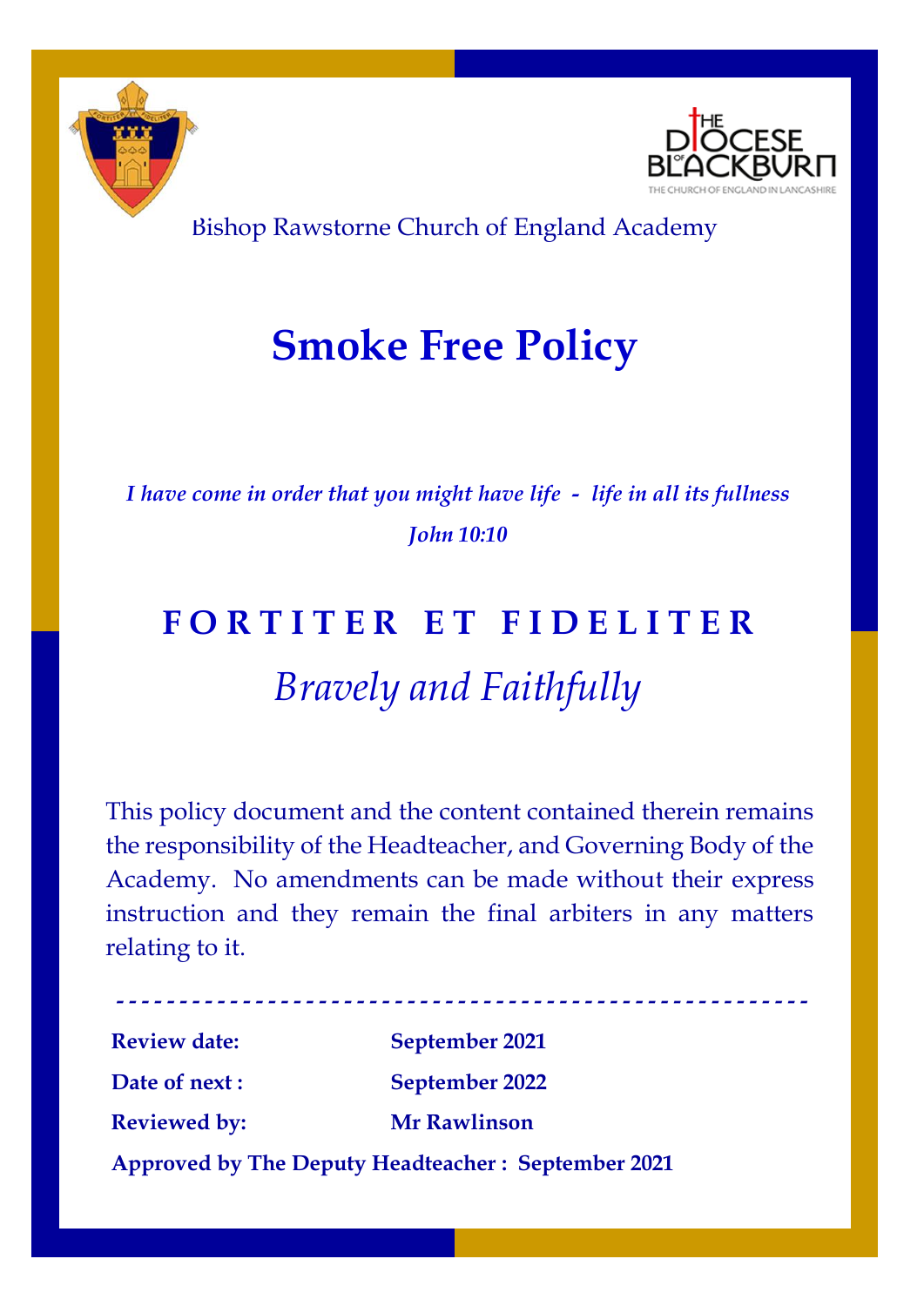Bishop Rawstorne Church of England Academy

# Smoke Free Policy

*I have come in order that you might have life - life in all its fullness*

***John 10:10***

## F O R T I T E R E T F I D E L I T E R

*Bravely and Faithfully*

This policy document and the content contained therein remains the responsibility of the Headteacher, and Governing Body of the Academy. No amendments can be made without their express instruction and they remain the final arbiters in any matters relating to it.

---

| | |
|---|---|
| **Review date:** | **September 2021** |
| **Date of next :** | **September 2022** |
| **Reviewed by:** | **Mr Rawlinson** |

**Approved by The Deputy Headteacher : September 2021**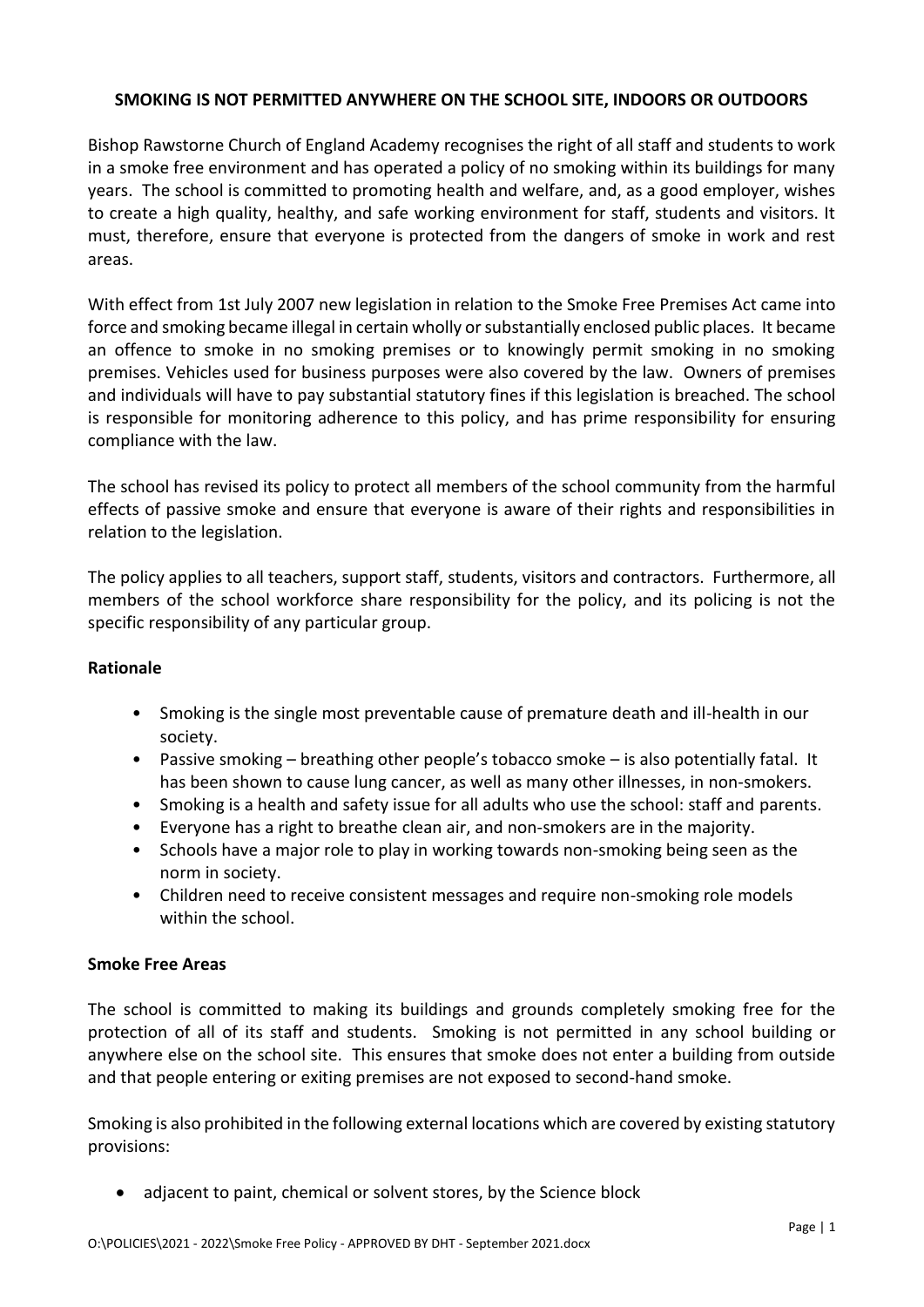**SMOKING IS NOT PERMITTED ANYWHERE ON THE SCHOOL SITE, INDOORS OR OUTDOORS**

Bishop Rawstorne Church of England Academy recognises the right of all staff and students to work in a smoke free environment and has operated a policy of no smoking within its buildings for many years. The school is committed to promoting health and welfare, and, as a good employer, wishes to create a high quality, healthy, and safe working environment for staff, students and visitors. It must, therefore, ensure that everyone is protected from the dangers of smoke in work and rest areas.

With effect from 1st July 2007 new legislation in relation to the Smoke Free Premises Act came into force and smoking became illegal in certain wholly or substantially enclosed public places. It became an offence to smoke in no smoking premises or to knowingly permit smoking in no smoking premises. Vehicles used for business purposes were also covered by the law. Owners of premises and individuals will have to pay substantial statutory fines if this legislation is breached. The school is responsible for monitoring adherence to this policy, and has prime responsibility for ensuring compliance with the law.

The school has revised its policy to protect all members of the school community from the harmful effects of passive smoke and ensure that everyone is aware of their rights and responsibilities in relation to the legislation.

The policy applies to all teachers, support staff, students, visitors and contractors. Furthermore, all members of the school workforce share responsibility for the policy, and its policing is not the specific responsibility of any particular group.

**Rationale**

- Smoking is the single most preventable cause of premature death and ill-health in our society.
- Passive smoking – breathing other people's tobacco smoke – is also potentially fatal. It has been shown to cause lung cancer, as well as many other illnesses, in non-smokers.
- Smoking is a health and safety issue for all adults who use the school: staff and parents.
- Everyone has a right to breathe clean air, and non-smokers are in the majority.
- Schools have a major role to play in working towards non-smoking being seen as the norm in society.
- Children need to receive consistent messages and require non-smoking role models within the school.

**Smoke Free Areas**

The school is committed to making its buildings and grounds completely smoking free for the protection of all of its staff and students. Smoking is not permitted in any school building or anywhere else on the school site. This ensures that smoke does not enter a building from outside and that people entering or exiting premises are not exposed to second-hand smoke.

Smoking is also prohibited in the following external locations which are covered by existing statutory provisions:

- adjacent to paint, chemical or solvent stores, by the Science block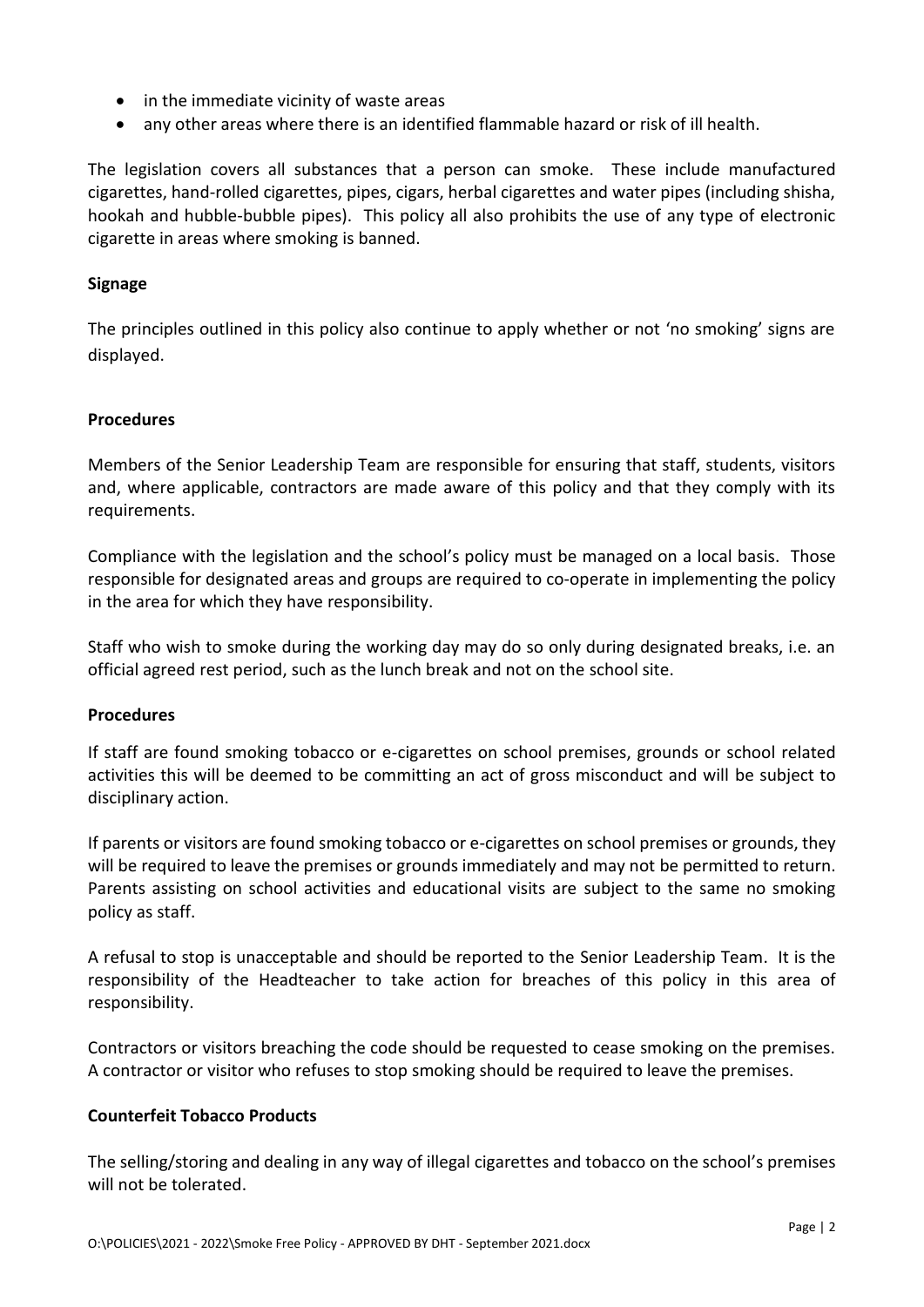- in the immediate vicinity of waste areas
- any other areas where there is an identified flammable hazard or risk of ill health.

The legislation covers all substances that a person can smoke. These include manufactured cigarettes, hand-rolled cigarettes, pipes, cigars, herbal cigarettes and water pipes (including shisha, hookah and hubble-bubble pipes). This policy all also prohibits the use of any type of electronic cigarette in areas where smoking is banned.

**Signage**

The principles outlined in this policy also continue to apply whether or not 'no smoking' signs are displayed.

**Procedures**

Members of the Senior Leadership Team are responsible for ensuring that staff, students, visitors and, where applicable, contractors are made aware of this policy and that they comply with its requirements.

Compliance with the legislation and the school's policy must be managed on a local basis. Those responsible for designated areas and groups are required to co-operate in implementing the policy in the area for which they have responsibility.

Staff who wish to smoke during the working day may do so only during designated breaks, i.e. an official agreed rest period, such as the lunch break and not on the school site.

**Procedures**

If staff are found smoking tobacco or e-cigarettes on school premises, grounds or school related activities this will be deemed to be committing an act of gross misconduct and will be subject to disciplinary action.

If parents or visitors are found smoking tobacco or e-cigarettes on school premises or grounds, they will be required to leave the premises or grounds immediately and may not be permitted to return. Parents assisting on school activities and educational visits are subject to the same no smoking policy as staff.

A refusal to stop is unacceptable and should be reported to the Senior Leadership Team. It is the responsibility of the Headteacher to take action for breaches of this policy in this area of responsibility.

Contractors or visitors breaching the code should be requested to cease smoking on the premises. A contractor or visitor who refuses to stop smoking should be required to leave the premises.

**Counterfeit Tobacco Products**

The selling/storing and dealing in any way of illegal cigarettes and tobacco on the school's premises will not be tolerated.

O:\POLICIES\2021 - 2022\Smoke Free Policy - APPROVED BY DHT - September 2021.docx